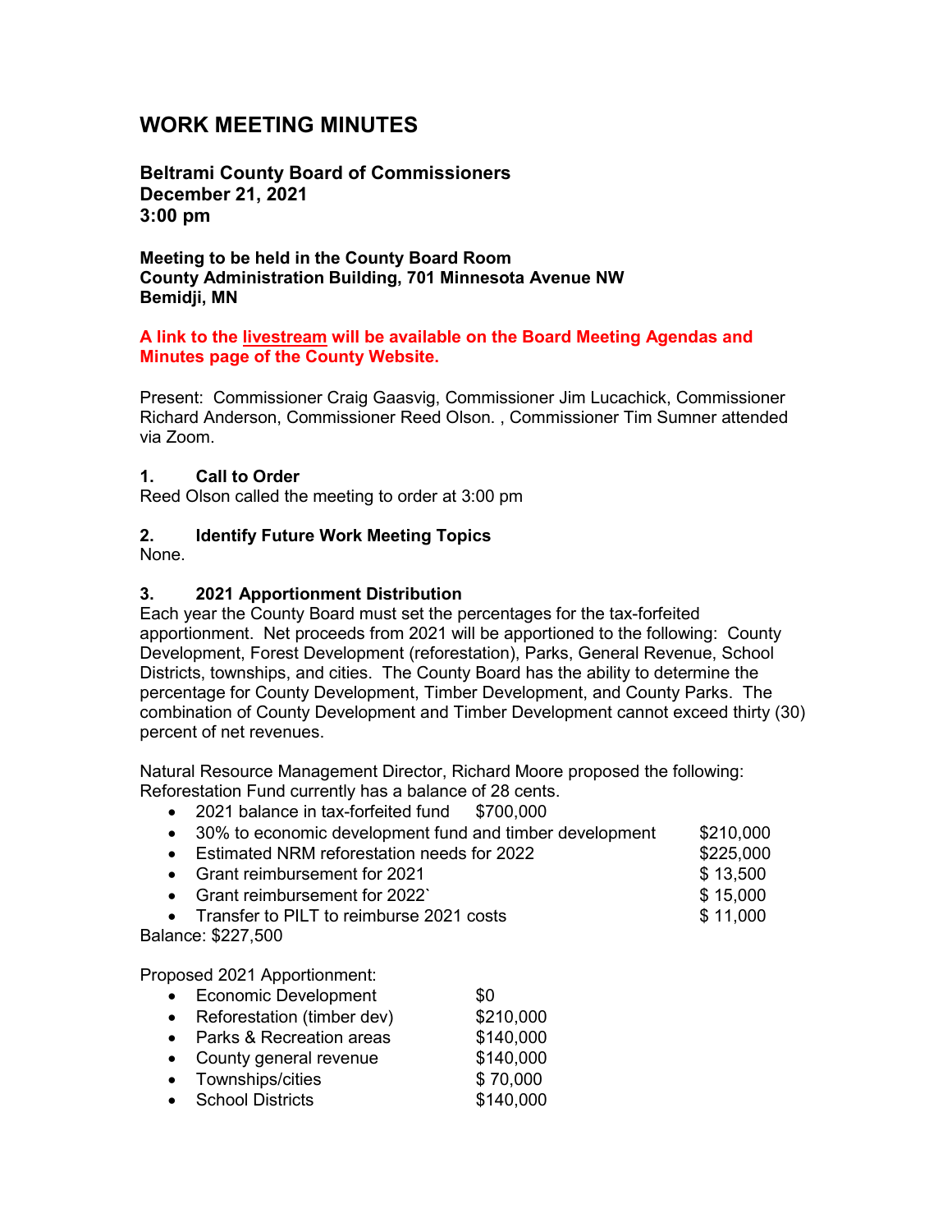# WORK MEETING MINUTES

**Beltrami County Board of Commissioners**
**December 21, 2021**
**3:00 pm**

**Meeting to be held in the County Board Room**
**County Administration Building, 701 Minnesota Avenue NW**
**Bemidji, MN**

**A link to the livestream will be available on the Board Meeting Agendas and Minutes page of the County Website.**

Present: Commissioner Craig Gaasvig, Commissioner Jim Lucachick, Commissioner Richard Anderson, Commissioner Reed Olson. , Commissioner Tim Sumner attended via Zoom.

### 1. Call to Order

Reed Olson called the meeting to order at 3:00 pm

### 2. Identify Future Work Meeting Topics

None.

### 3. 2021 Apportionment Distribution

Each year the County Board must set the percentages for the tax-forfeited apportionment. Net proceeds from 2021 will be apportioned to the following: County Development, Forest Development (reforestation), Parks, General Revenue, School Districts, townships, and cities. The County Board has the ability to determine the percentage for County Development, Timber Development, and County Parks. The combination of County Development and Timber Development cannot exceed thirty (30) percent of net revenues.

Natural Resource Management Director, Richard Moore proposed the following:
Reforestation Fund currently has a balance of 28 cents.

- 2021 balance in tax-forfeited fund $700,000
- 30% to economic development fund and timber development $210,000
- Estimated NRM reforestation needs for 2022 $225,000
- Grant reimbursement for 2021 $ 13,500
- Grant reimbursement for 2022` $ 15,000
- Transfer to PILT to reimburse 2021 costs $ 11,000

Balance: $227,500

Proposed 2021 Apportionment:

- Economic Development $0
- Reforestation (timber dev) $210,000
- Parks & Recreation areas $140,000
- County general revenue $140,000
- Townships/cities $ 70,000
- School Districts $140,000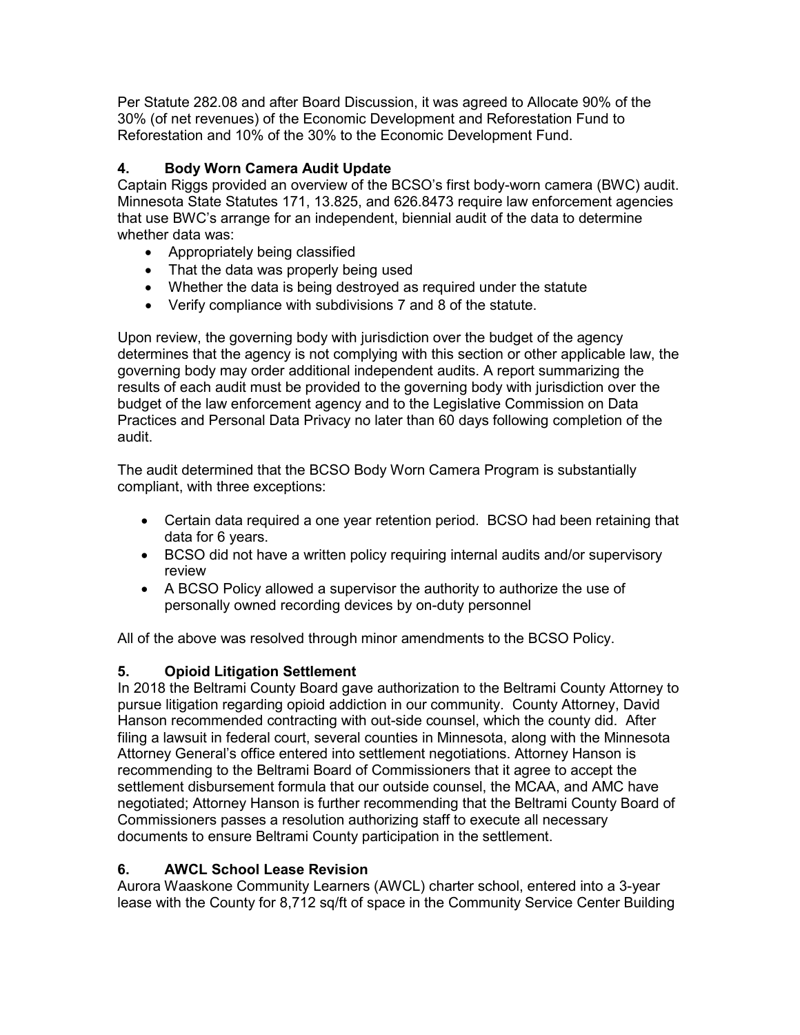Per Statute 282.08 and after Board Discussion, it was agreed to Allocate 90% of the 30% (of net revenues) of the Economic Development and Reforestation Fund to Reforestation and 10% of the 30% to the Economic Development Fund.

## 4. Body Worn Camera Audit Update

Captain Riggs provided an overview of the BCSO's first body-worn camera (BWC) audit. Minnesota State Statutes 171, 13.825, and 626.8473 require law enforcement agencies that use BWC's arrange for an independent, biennial audit of the data to determine whether data was:

- Appropriately being classified
- That the data was properly being used
- Whether the data is being destroyed as required under the statute
- Verify compliance with subdivisions 7 and 8 of the statute.

Upon review, the governing body with jurisdiction over the budget of the agency determines that the agency is not complying with this section or other applicable law, the governing body may order additional independent audits. A report summarizing the results of each audit must be provided to the governing body with jurisdiction over the budget of the law enforcement agency and to the Legislative Commission on Data Practices and Personal Data Privacy no later than 60 days following completion of the audit.

The audit determined that the BCSO Body Worn Camera Program is substantially compliant, with three exceptions:

- Certain data required a one year retention period. BCSO had been retaining that data for 6 years.
- BCSO did not have a written policy requiring internal audits and/or supervisory review
- A BCSO Policy allowed a supervisor the authority to authorize the use of personally owned recording devices by on-duty personnel

All of the above was resolved through minor amendments to the BCSO Policy.

## 5. Opioid Litigation Settlement

In 2018 the Beltrami County Board gave authorization to the Beltrami County Attorney to pursue litigation regarding opioid addiction in our community. County Attorney, David Hanson recommended contracting with out-side counsel, which the county did. After filing a lawsuit in federal court, several counties in Minnesota, along with the Minnesota Attorney General's office entered into settlement negotiations. Attorney Hanson is recommending to the Beltrami Board of Commissioners that it agree to accept the settlement disbursement formula that our outside counsel, the MCAA, and AMC have negotiated; Attorney Hanson is further recommending that the Beltrami County Board of Commissioners passes a resolution authorizing staff to execute all necessary documents to ensure Beltrami County participation in the settlement.

## 6. AWCL School Lease Revision

Aurora Waaskone Community Learners (AWCL) charter school, entered into a 3-year lease with the County for 8,712 sq/ft of space in the Community Service Center Building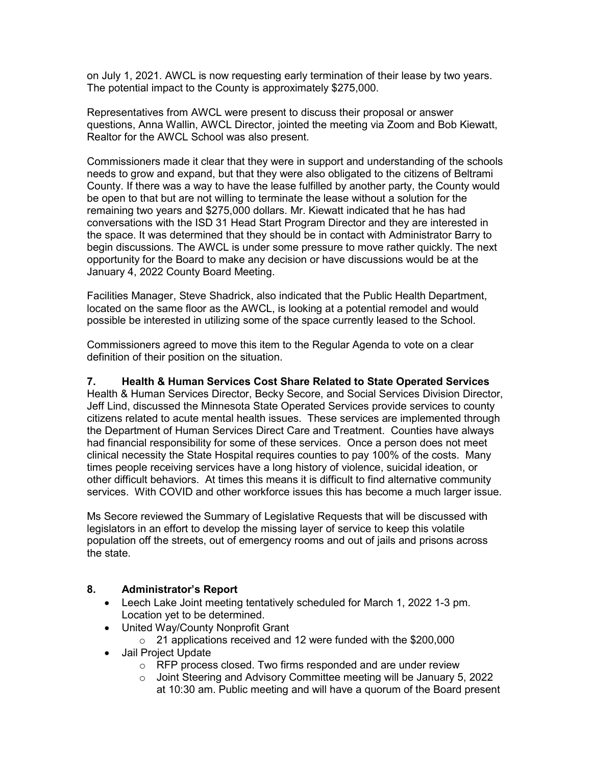on July 1, 2021. AWCL is now requesting early termination of their lease by two years. The potential impact to the County is approximately $275,000.

Representatives from AWCL were present to discuss their proposal or answer questions, Anna Wallin, AWCL Director, jointed the meeting via Zoom and Bob Kiewatt, Realtor for the AWCL School was also present.

Commissioners made it clear that they were in support and understanding of the schools needs to grow and expand, but that they were also obligated to the citizens of Beltrami County. If there was a way to have the lease fulfilled by another party, the County would be open to that but are not willing to terminate the lease without a solution for the remaining two years and $275,000 dollars. Mr. Kiewatt indicated that he has had conversations with the ISD 31 Head Start Program Director and they are interested in the space. It was determined that they should be in contact with Administrator Barry to begin discussions. The AWCL is under some pressure to move rather quickly. The next opportunity for the Board to make any decision or have discussions would be at the January 4, 2022 County Board Meeting.

Facilities Manager, Steve Shadrick, also indicated that the Public Health Department, located on the same floor as the AWCL, is looking at a potential remodel and would possible be interested in utilizing some of the space currently leased to the School.

Commissioners agreed to move this item to the Regular Agenda to vote on a clear definition of their position on the situation.

**7. Health & Human Services Cost Share Related to State Operated Services**

Health & Human Services Director, Becky Secore, and Social Services Division Director, Jeff Lind, discussed the Minnesota State Operated Services provide services to county citizens related to acute mental health issues. These services are implemented through the Department of Human Services Direct Care and Treatment. Counties have always had financial responsibility for some of these services. Once a person does not meet clinical necessity the State Hospital requires counties to pay 100% of the costs. Many times people receiving services have a long history of violence, suicidal ideation, or other difficult behaviors. At times this means it is difficult to find alternative community services. With COVID and other workforce issues this has become a much larger issue.

Ms Secore reviewed the Summary of Legislative Requests that will be discussed with legislators in an effort to develop the missing layer of service to keep this volatile population off the streets, out of emergency rooms and out of jails and prisons across the state.

**8. Administrator's Report**

- Leech Lake Joint meeting tentatively scheduled for March 1, 2022 1-3 pm. Location yet to be determined.
- United Way/County Nonprofit Grant
  - 21 applications received and 12 were funded with the $200,000
- Jail Project Update
  - RFP process closed. Two firms responded and are under review
  - Joint Steering and Advisory Committee meeting will be January 5, 2022 at 10:30 am. Public meeting and will have a quorum of the Board present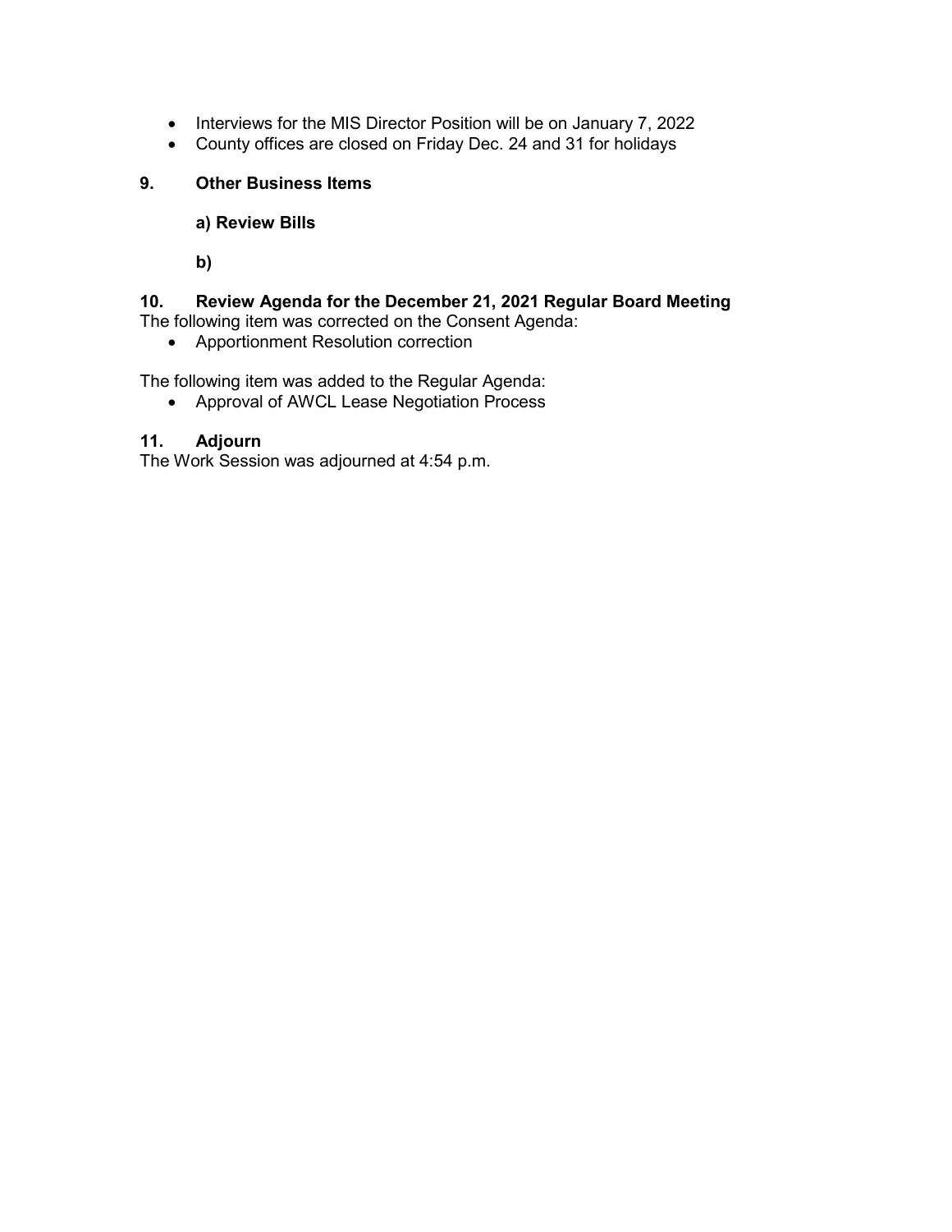- Interviews for the MIS Director Position will be on January 7, 2022
- County offices are closed on Friday Dec. 24 and 31 for holidays

## 9. Other Business Items

**a) Review Bills**

**b)**

## 10. Review Agenda for the December 21, 2021 Regular Board Meeting

The following item was corrected on the Consent Agenda:

- Apportionment Resolution correction

The following item was added to the Regular Agenda:

- Approval of AWCL Lease Negotiation Process

## 11. Adjourn

The Work Session was adjourned at 4:54 p.m.